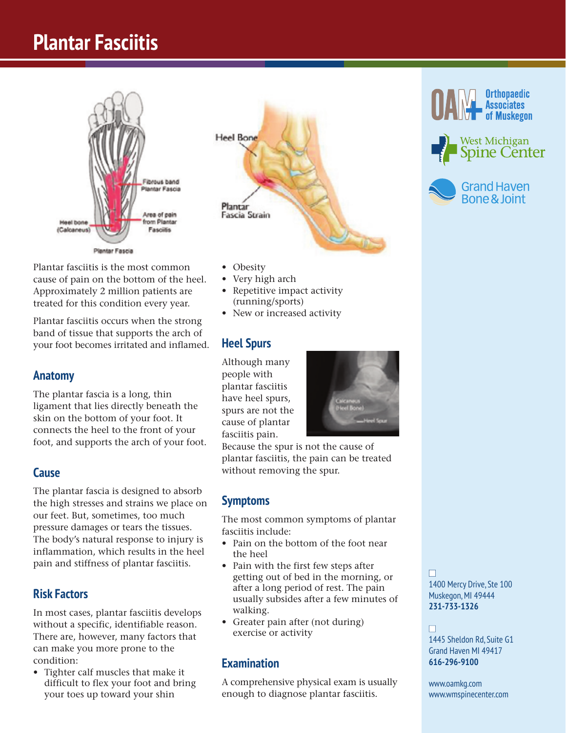# Plantar Fasciitis

Plantar fasciitis is the most common cause of pain on the bottom of the heel. Approximately 2 million patients are treated for this condition every year.

Plantar fasciitis occurs when the strong band of tissue that supports the arch of your foot becomes irritated and inflamed.

## Anatomy

The plantar fascia is a long, thin ligament that lies directly beneath the skin on the bottom of your foot. It connects the heel to the front of your foot, and supports the arch of your foot.

## Cause

The plantar fascia is designed to absorb the high stresses and strains we place on our feet. But, sometimes, too much pressure damages or tears the tissues. The body's natural response to injury is inflammation, which results in the heel pain and stiffness of plantar fasciitis.

## Risk Factors

In most cases, plantar fasciitis develops without a specific, identifiable reason. There are, however, many factors that can make you more prone to the condition:

- Tighter calf muscles that make it difficult to flex your foot and bring your toes up toward your shin
- Obesity
- Very high arch
- Repetitive impact activity (running/sports)
- New or increased activity

## Heel Spurs

Although many people with plantar fasciitis have heel spurs, spurs are not the cause of plantar fasciitis pain. Because the spur is not the cause of plantar fasciitis, the pain can be treated without removing the spur.

## Symptoms

The most common symptoms of plantar fasciitis include:

- Pain on the bottom of the foot near the heel
- Pain with the first few steps after getting out of bed in the morning, or after a long period of rest. The pain usually subsides after a few minutes of walking.
- Greater pain after (not during) exercise or activity

## Examination

A comprehensive physical exam is usually enough to diagnose plantar fasciitis.

---

Orthopaedic Associates of Muskegon

West Michigan Spine Center

Grand Haven Bone & Joint

1400 Mercy Drive, Ste 100
Muskegon, MI 49444
**231-733-1326**

1445 Sheldon Rd, Suite G1
Grand Haven MI 49417
**616-296-9100**

www.oamkg.com
www.wmspinecenter.com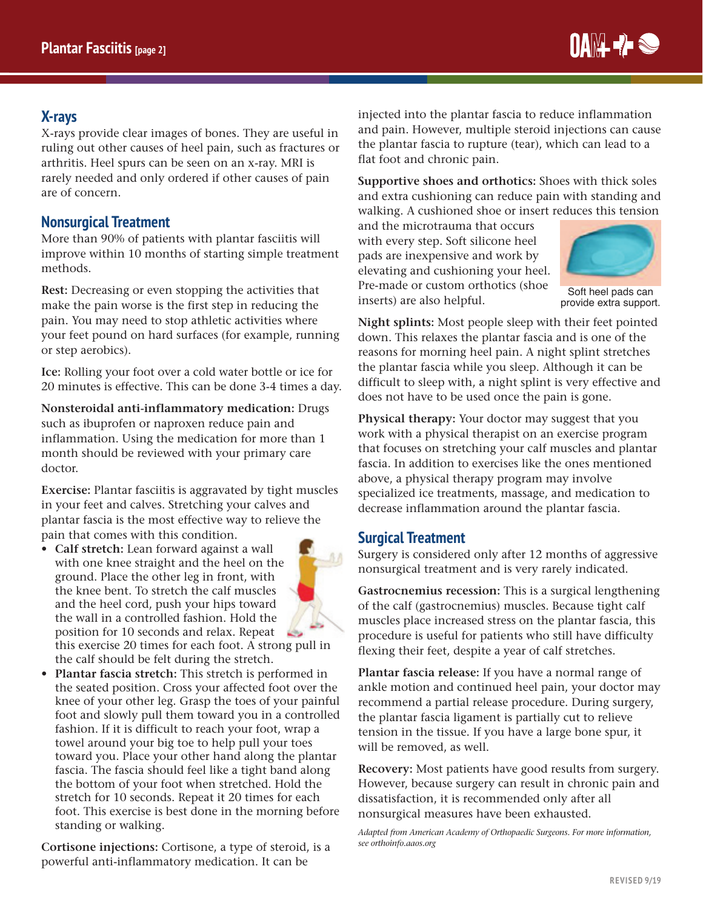## X-rays

X-rays provide clear images of bones. They are useful in ruling out other causes of heel pain, such as fractures or arthritis. Heel spurs can be seen on an x-ray. MRI is rarely needed and only ordered if other causes of pain are of concern.

## Nonsurgical Treatment

More than 90% of patients with plantar fasciitis will improve within 10 months of starting simple treatment methods.

**Rest:** Decreasing or even stopping the activities that make the pain worse is the first step in reducing the pain. You may need to stop athletic activities where your feet pound on hard surfaces (for example, running or step aerobics).

**Ice:** Rolling your foot over a cold water bottle or ice for 20 minutes is effective. This can be done 3-4 times a day.

**Nonsteroidal anti-inflammatory medication:** Drugs such as ibuprofen or naproxen reduce pain and inflammation. Using the medication for more than 1 month should be reviewed with your primary care doctor.

**Exercise:** Plantar fasciitis is aggravated by tight muscles in your feet and calves. Stretching your calves and plantar fascia is the most effective way to relieve the pain that comes with this condition.

- **Calf stretch:** Lean forward against a wall with one knee straight and the heel on the ground. Place the other leg in front, with the knee bent. To stretch the calf muscles and the heel cord, push your hips toward the wall in a controlled fashion. Hold the position for 10 seconds and relax. Repeat this exercise 20 times for each foot. A strong pull in the calf should be felt during the stretch.
- **Plantar fascia stretch:** This stretch is performed in the seated position. Cross your affected foot over the knee of your other leg. Grasp the toes of your painful foot and slowly pull them toward you in a controlled fashion. If it is difficult to reach your foot, wrap a towel around your big toe to help pull your toes toward you. Place your other hand along the plantar fascia. The fascia should feel like a tight band along the bottom of your foot when stretched. Hold the stretch for 10 seconds. Repeat it 20 times for each foot. This exercise is best done in the morning before standing or walking.

**Cortisone injections:** Cortisone, a type of steroid, is a powerful anti-inflammatory medication. It can be injected into the plantar fascia to reduce inflammation and pain. However, multiple steroid injections can cause the plantar fascia to rupture (tear), which can lead to a flat foot and chronic pain.

**Supportive shoes and orthotics:** Shoes with thick soles and extra cushioning can reduce pain with standing and walking. A cushioned shoe or insert reduces this tension and the microtrauma that occurs with every step. Soft silicone heel pads are inexpensive and work by elevating and cushioning your heel. Pre-made or custom orthotics (shoe inserts) are also helpful.

Soft heel pads can provide extra support.

**Night splints:** Most people sleep with their feet pointed down. This relaxes the plantar fascia and is one of the reasons for morning heel pain. A night splint stretches the plantar fascia while you sleep. Although it can be difficult to sleep with, a night splint is very effective and does not have to be used once the pain is gone.

**Physical therapy:** Your doctor may suggest that you work with a physical therapist on an exercise program that focuses on stretching your calf muscles and plantar fascia. In addition to exercises like the ones mentioned above, a physical therapy program may involve specialized ice treatments, massage, and medication to decrease inflammation around the plantar fascia.

## Surgical Treatment

Surgery is considered only after 12 months of aggressive nonsurgical treatment and is very rarely indicated.

**Gastrocnemius recession:** This is a surgical lengthening of the calf (gastrocnemius) muscles. Because tight calf muscles place increased stress on the plantar fascia, this procedure is useful for patients who still have difficulty flexing their feet, despite a year of calf stretches.

**Plantar fascia release:** If you have a normal range of ankle motion and continued heel pain, your doctor may recommend a partial release procedure. During surgery, the plantar fascia ligament is partially cut to relieve tension in the tissue. If you have a large bone spur, it will be removed, as well.

**Recovery:** Most patients have good results from surgery. However, because surgery can result in chronic pain and dissatisfaction, it is recommended only after all nonsurgical measures have been exhausted.

*Adapted from American Academy of Orthopaedic Surgeons. For more information, see orthoinfo.aaos.org*

REVISED 9/19